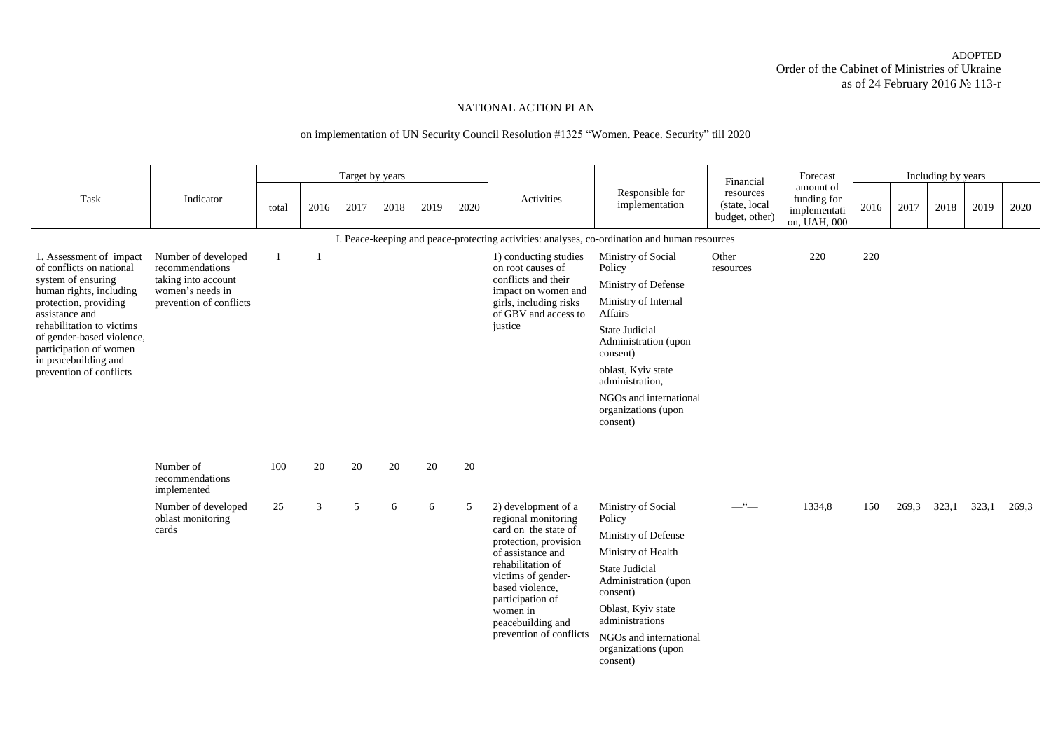ADOPTED
Order of the Cabinet of Ministries of Ukraine
as of 24 February 2016 № 113-r

# NATIONAL ACTION PLAN

## on implementation of UN Security Council Resolution #1325 "Women. Peace. Security" till 2020

| Task | Indicator | Target by years | | | | | | Activities | Responsible for implementation | Financial resources (state, local budget, other) | Forecast amount of funding for implementation, UAH, 000 | Including by years | | | | |
|---|---|---|---|---|---|---|---|---|---|---|---|---|---|---|---|---|
| | | total | 2016 | 2017 | 2018 | 2019 | 2020 | | | | | 2016 | 2017 | 2018 | 2019 | 2020 |
| I. Peace-keeping and peace-protecting activities: analyses, co-ordination and human resources | | | | | | | | | | | | | | | | |
| 1. Assessment of impact of conflicts on national system of ensuring human rights, including protection, providing assistance and rehabilitation to victims of gender-based violence, participation of women in peacebuilding and prevention of conflicts | Number of developed recommendations taking into account women's needs in prevention of conflicts | 1 | 1 | | | | | 1) conducting studies on root causes of conflicts and their impact on women and girls, including risks of GBV and access to justice | Ministry of Social Policy<br>Ministry of Defense<br>Ministry of Internal Affairs<br>State Judicial Administration (upon consent)<br>oblast, Kyiv state administration,<br>NGOs and international organizations (upon consent) | Other resources | 220 | 220 | | | | |
| | Number of recommendations implemented | 100 | 20 | 20 | 20 | 20 | 20 | | | | | | | | | |
| | Number of developed oblast monitoring cards | 25 | 3 | 5 | 6 | 6 | 5 | 2) development of a regional monitoring card on the state of protection, provision of assistance and rehabilitation of victims of gender-based violence, participation of women in peacebuilding and prevention of conflicts | Ministry of Social Policy<br>Ministry of Defense<br>Ministry of Health<br>State Judicial Administration (upon consent)<br>Oblast, Kyiv state administrations<br>NGOs and international organizations (upon consent) | —"— | 1334,8 | 150 | 269,3 | 323,1 | 323,1 | 269,3 |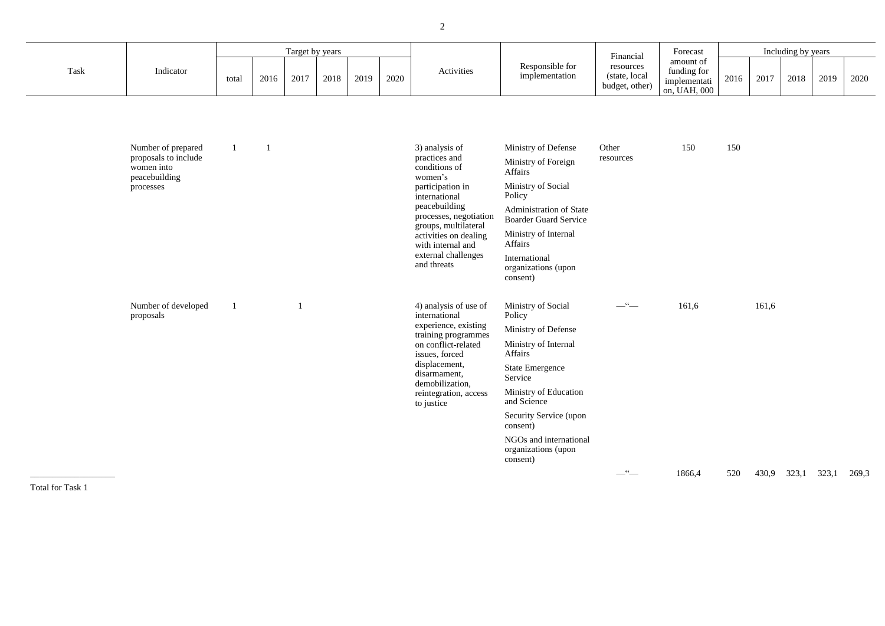| Task | Indicator | Target by years | | | | | | Activities | Responsible for implementation | Financial resources (state, local budget, other) | Forecast amount of funding for implementation, UAH, 000 | Including by years | | | | |
|---|---|---|---|---|---|---|---|---|---|---|---|---|---|---|---|---|
| | | total | 2016 | 2017 | 2018 | 2019 | 2020 | | | | | 2016 | 2017 | 2018 | 2019 | 2020 |
| | Number of prepared proposals to include women into peacebuilding processes | 1 | 1 | | | | | 3) analysis of practices and conditions of women's participation in international peacebuilding processes, negotiation groups, multilateral activities on dealing with internal and external challenges and threats | Ministry of Defense<br>Ministry of Foreign Affairs<br>Ministry of Social Policy<br>Administration of State Boarder Guard Service<br>Ministry of Internal Affairs<br>International organizations (upon consent) | Other resources | 150 | 150 | | | | |
| | Number of developed proposals | 1 | | 1 | | | | 4) analysis of use of international experience, existing training programmes on conflict-related issues, forced displacement, disarmament, demobilization, reintegration, access to justice | Ministry of Social Policy<br>Ministry of Defense<br>Ministry of Internal Affairs<br>State Emergency Service<br>Ministry of Education and Science<br>Security Service (upon consent)<br>NGOs and international organizations (upon consent) | —"— | 161,6 | | 161,6 | | | |
| Total for Task 1 | | | | | | | | | | —"— | 1866,4 | 520 | 430,9 | 323,1 | 323,1 | 269,3 |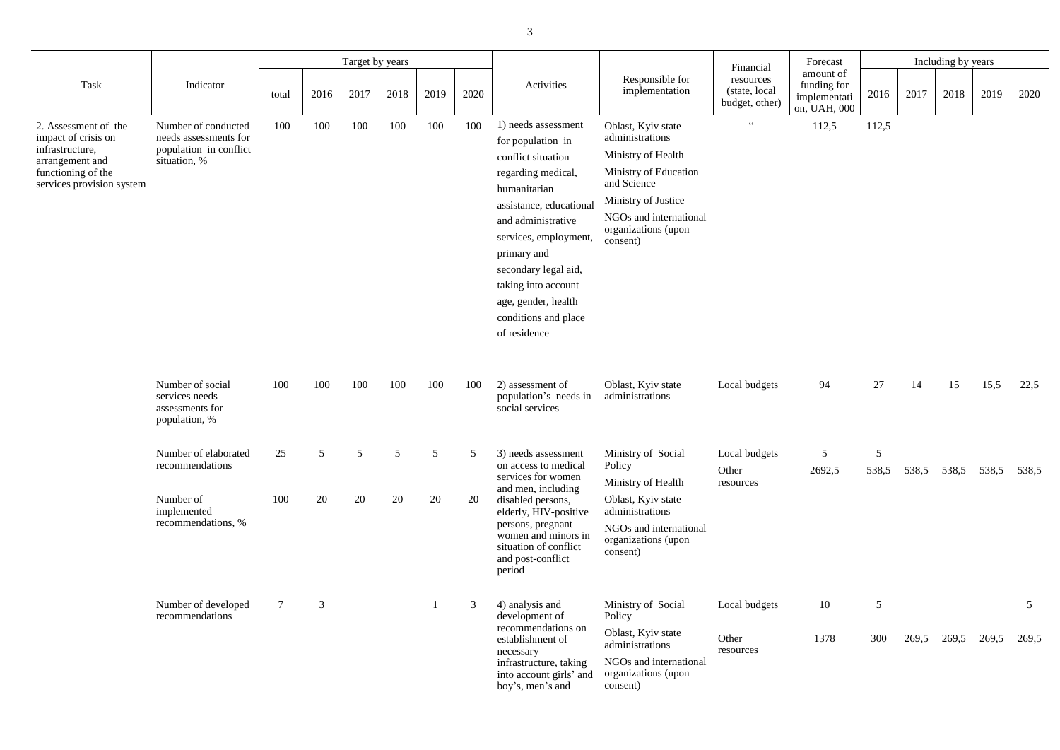| Task | Indicator | Target by years | | | | | | Activities | Responsible for implementation | Financial resources (state, local budget, other) | Forecast amount of funding for implementation, UAH, 000 | Including by years | | | | |
|---|---|---|---|---|---|---|---|---|---|---|---|---|---|---|---|---|
| | | total | 2016 | 2017 | 2018 | 2019 | 2020 | | | | | 2016 | 2017 | 2018 | 2019 | 2020 |
| 2. Assessment of the impact of crisis on infrastructure, arrangement and functioning of the services provision system | Number of conducted needs assessments for population in conflict situation, % | 100 | 100 | 100 | 100 | 100 | 100 | 1) needs assessment for population in conflict situation regarding medical, humanitarian assistance, educational and administrative services, employment, primary and secondary legal aid, taking into account age, gender, health conditions and place of residence | Oblast, Kyiv state administrations<br>Ministry of Health<br>Ministry of Education and Science<br>Ministry of Justice<br>NGOs and international organizations (upon consent) | —“— | 112,5 | 112,5 | | | | |
| | Number of social services needs assessments for population, % | 100 | 100 | 100 | 100 | 100 | 100 | 2) assessment of population’s needs in social services | Oblast, Kyiv state administrations | Local budgets | 94 | 27 | 14 | 15 | 15,5 | 22,5 |
| | Number of elaborated recommendations | 25 | 5 | 5 | 5 | 5 | 5 | 3) needs assessment on access to medical services for women and men, including disabled persons, elderly, HIV-positive persons, pregnant women and minors in situation of conflict and post-conflict period | Ministry of Social Policy<br>Ministry of Health<br>Oblast, Kyiv state administrations<br>NGOs and international organizations (upon consent) | Local budgets | 5 | 5 | | | | |
| | Number of implemented recommendations, % | 100 | 20 | 20 | 20 | 20 | 20 | | | Other resources | 2692,5 | 538,5 | 538,5 | 538,5 | 538,5 | 538,5 |
| | Number of developed recommendations | 7 | 3 | | | 1 | 3 | 4) analysis and development of recommendations on establishment of necessary infrastructure, taking into account girls’ and boy’s, men’s and | Ministry of Social Policy<br>Oblast, Kyiv state administrations<br>NGOs and international organizations (upon consent) | Local budgets | 10 | 5 | | | | 5 |
| | | | | | | | | | | Other resources | 1378 | 300 | 269,5 | 269,5 | 269,5 | 269,5 |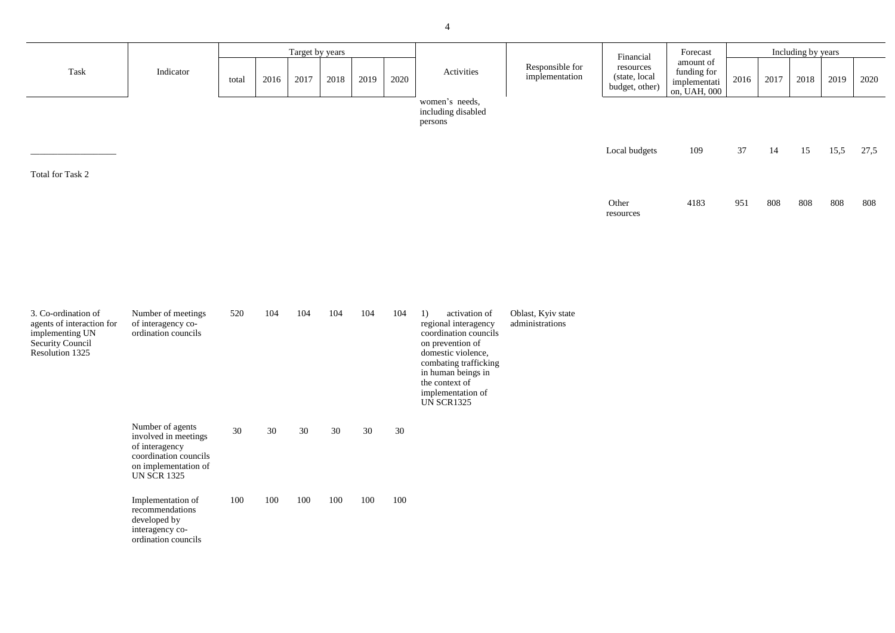| Task | Indicator | Target by years | | | | | | Activities | Responsible for implementation | Financial resources (state, local budget, other) | Forecast amount of funding for implementation, UAH, 000 | Including by years | | | | |
|---|---|---|---|---|---|---|---|---|---|---|---|---|---|---|---|---|
| | | total | 2016 | 2017 | 2018 | 2019 | 2020 | | | | | 2016 | 2017 | 2018 | 2019 | 2020 |
| | | | | | | | | women's needs, including disabled persons | | | | | | | | |
| Total for Task 2 | | | | | | | | | | Local budgets | 109 | 37 | 14 | 15 | 15,5 | 27,5 |
| | | | | | | | | | | Other resources | 4183 | 951 | 808 | 808 | 808 | 808 |
| 3. Co-ordination of agents of interaction for implementing UN Security Council Resolution 1325 | Number of meetings of interagency co-ordination councils | 520 | 104 | 104 | 104 | 104 | 104 | 1) activation of regional interagency coordination councils on prevention of domestic violence, combating trafficking in human beings in the context of implementation of UN SCR1325 | Oblast, Kyiv state administrations | | | | | | | |
| | Number of agents involved in meetings of interagency coordination councils on implementation of UN SCR 1325 | 30 | 30 | 30 | 30 | 30 | 30 | | | | | | | | | |
| | Implementation of recommendations developed by interagency co-ordination councils | 100 | 100 | 100 | 100 | 100 | 100 | | | | | | | | | |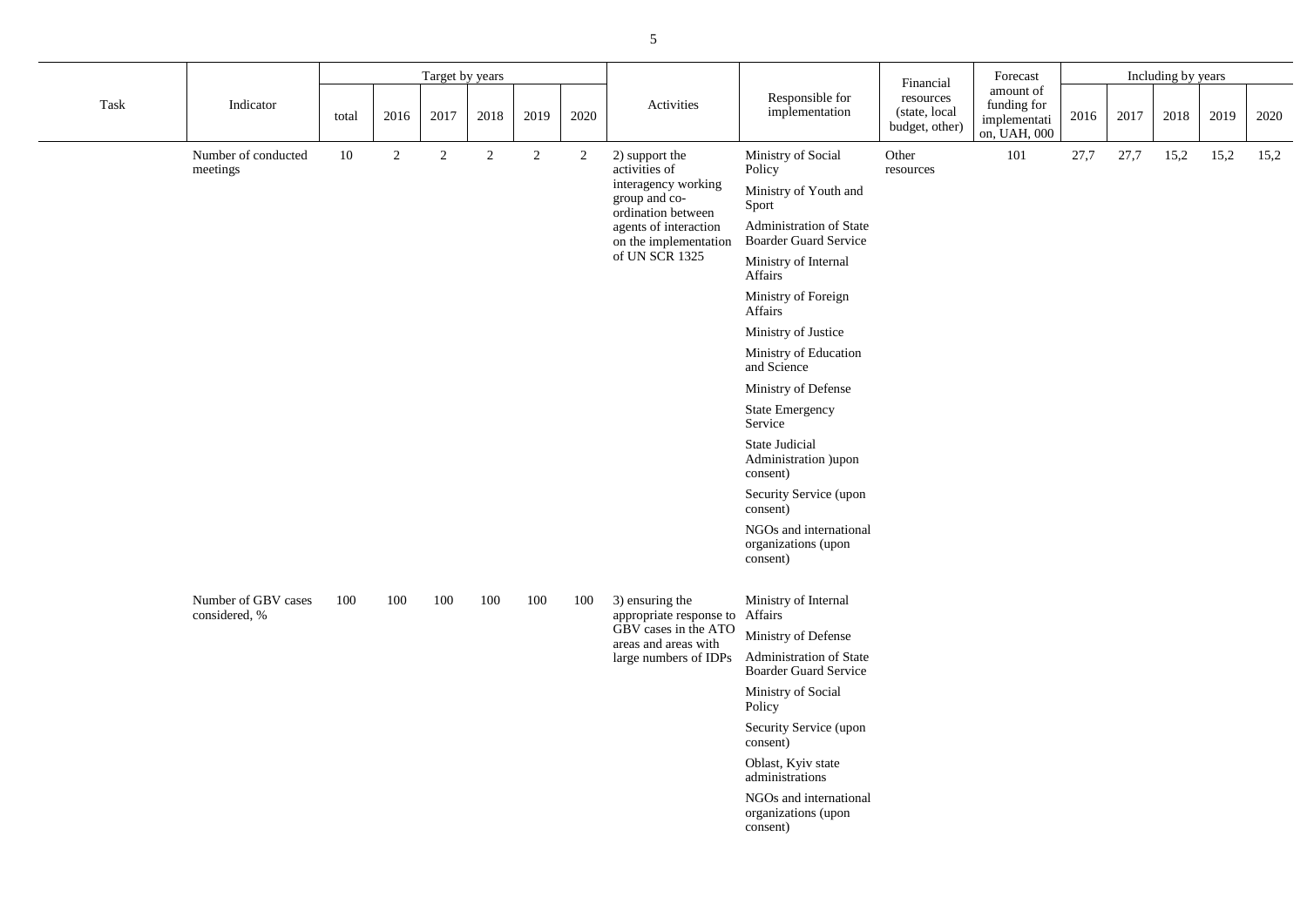| Task | Indicator | Target by years | | | | | | Activities | Responsible for implementation | Financial resources (state, local budget, other) | Forecast amount of funding for implementation, UAH, 000 | Including by years | | | | |
|---|---|---|---|---|---|---|---|---|---|---|---|---|---|---|---|---|
| | | total | 2016 | 2017 | 2018 | 2019 | 2020 | | | | | 2016 | 2017 | 2018 | 2019 | 2020 |
| | Number of conducted meetings | 10 | 2 | 2 | 2 | 2 | 2 | 2) support the activities of interagency working group and co-ordination between agents of interaction on the implementation of UN SCR 1325 | Ministry of Social Policy<br>Ministry of Youth and Sport<br>Administration of State Boarder Guard Service<br>Ministry of Internal Affairs<br>Ministry of Foreign Affairs<br>Ministry of Justice<br>Ministry of Education and Science<br>Ministry of Defense<br>State Emergency Service<br>State Judicial Administration )upon consent)<br>Security Service (upon consent)<br>NGOs and international organizations (upon consent) | Other resources | 101 | 27,7 | 27,7 | 15,2 | 15,2 | 15,2 |
| | Number of GBV cases considered, % | 100 | 100 | 100 | 100 | 100 | 100 | 3) ensuring the appropriate response to GBV cases in the ATO areas and areas with large numbers of IDPs | Ministry of Internal Affairs<br>Ministry of Defense<br>Administration of State Boarder Guard Service<br>Ministry of Social Policy<br>Security Service (upon consent)<br>Oblast, Kyiv state administrations<br>NGOs and international organizations (upon consent) | | | | | | | |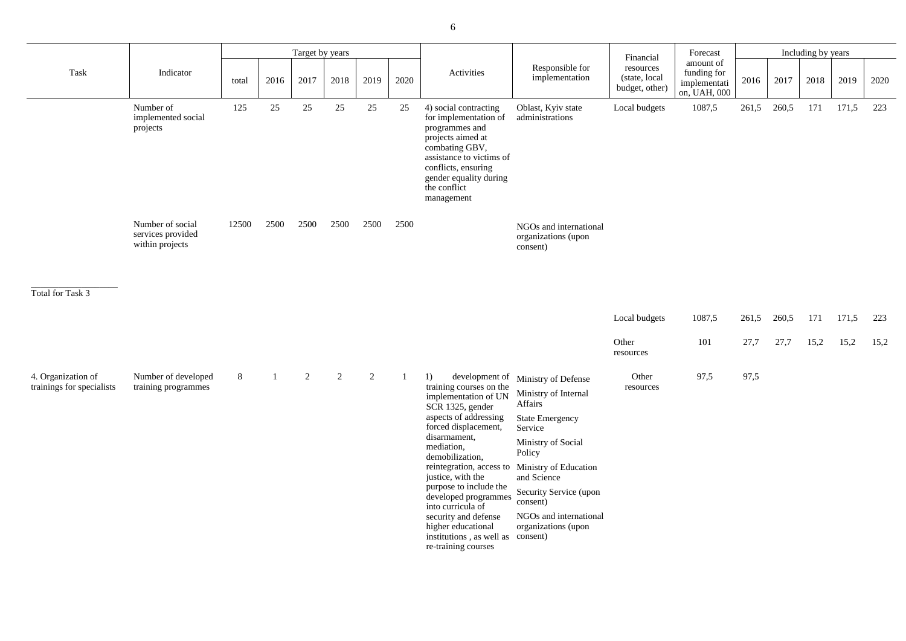| Task | Indicator | Target by years | | | | | | Activities | Responsible for implementation | Financial resources (state, local budget, other) | Forecast amount of funding for implementation, UAH, 000 | Including by years | | | | |
|---|---|---|---|---|---|---|---|---|---|---|---|---|---|---|---|---|
| | | total | 2016 | 2017 | 2018 | 2019 | 2020 | | | | | 2016 | 2017 | 2018 | 2019 | 2020 |
| | Number of implemented social projects | 125 | 25 | 25 | 25 | 25 | 25 | 4) social contracting for implementation of programmes and projects aimed at combating GBV, assistance to victims of conflicts, ensuring gender equality during the conflict management | Oblast, Kyiv state administrations | Local budgets | 1087,5 | 261,5 | 260,5 | 171 | 171,5 | 223 |
| | Number of social services provided within projects | 12500 | 2500 | 2500 | 2500 | 2500 | 2500 | | NGOs and international organizations (upon consent) | | | | | | | |
| Total for Task 3 | | | | | | | | | | Local budgets | 1087,5 | 261,5 | 260,5 | 171 | 171,5 | 223 |
| | | | | | | | | | | Other resources | 101 | 27,7 | 27,7 | 15,2 | 15,2 | 15,2 |
| 4. Organization of trainings for specialists | Number of developed training programmes | 8 | 1 | 2 | 2 | 2 | 1 | 1) development of training courses on the implementation of UN SCR 1325, gender aspects of addressing forced displacement, disarmament, mediation, demobilization, reintegration, access to justice, with the purpose to include the developed programmes into curricula of security and defense higher educational institutions , as well as re-training courses | Ministry of Defense<br>Ministry of Internal Affairs<br>State Emergency Service<br>Ministry of Social Policy<br>Ministry of Education and Science<br>Security Service (upon consent)<br>NGOs and international organizations (upon consent) | Other resources | 97,5 | 97,5 | | | | |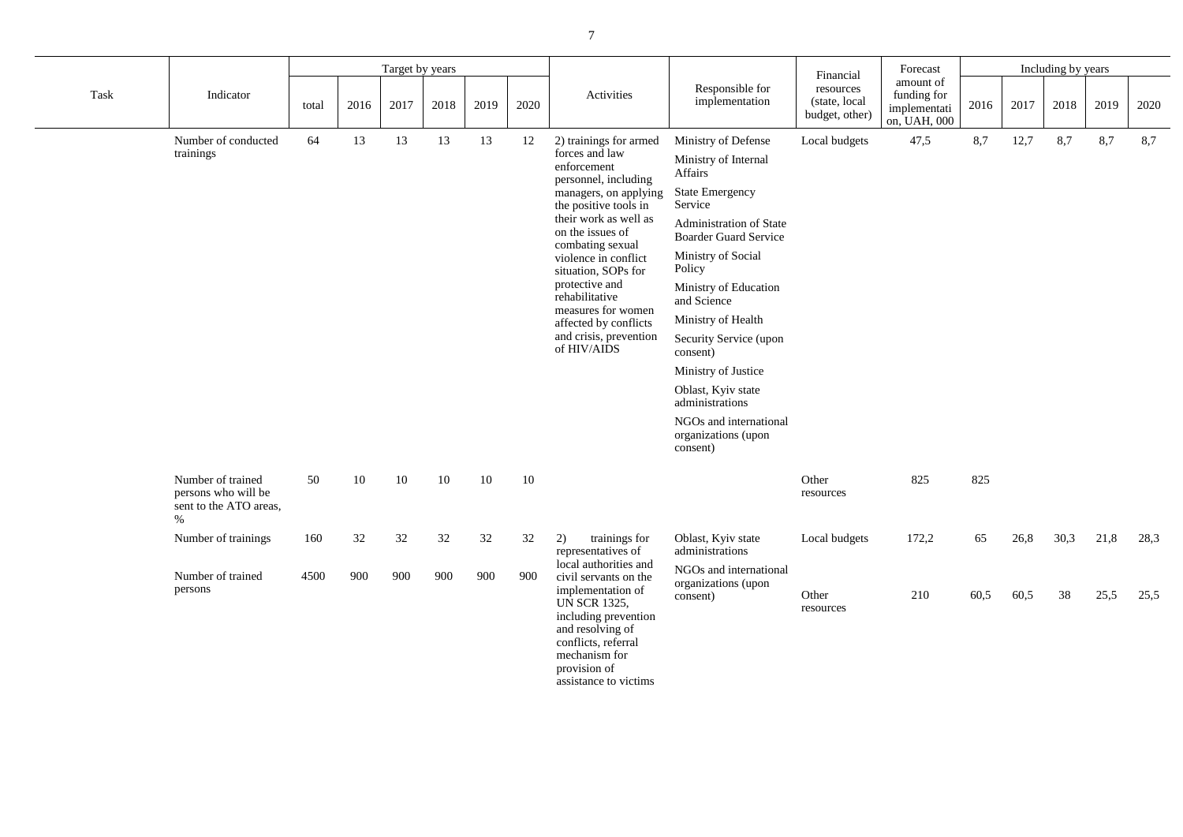| Task | Indicator | Target by years | | | | | | Activities | Responsible for implementation | Financial resources (state, local budget, other) | Forecast amount of funding for implementation, UAH, 000 | Including by years | | | | |
|---|---|---|---|---|---|---|---|---|---|---|---|---|---|---|---|---|
| | | total | 2016 | 2017 | 2018 | 2019 | 2020 | | | | | 2016 | 2017 | 2018 | 2019 | 2020 |
| | Number of conducted trainings | 64 | 13 | 13 | 13 | 13 | 12 | 2) trainings for armed forces and law enforcement personnel, including managers, on applying the positive tools in their work as well as on the issues of combating sexual violence in conflict situation, SOPs for protective and rehabilitative measures for women affected by conflicts and crisis, prevention of HIV/AIDS | Ministry of Defense<br>Ministry of Internal Affairs<br>State Emergency Service<br>Administration of State Boarder Guard Service<br>Ministry of Social Policy<br>Ministry of Education and Science<br>Ministry of Health<br>Security Service (upon consent)<br>Ministry of Justice<br>Oblast, Kyiv state administrations<br>NGOs and international organizations (upon consent) | Local budgets | 47,5 | 8,7 | 12,7 | 8,7 | 8,7 | 8,7 |
| | Number of trained persons who will be sent to the ATO areas, % | 50 | 10 | 10 | 10 | 10 | 10 | | | Other resources | 825 | 825 | | | | |
| | Number of trainings | 160 | 32 | 32 | 32 | 32 | 32 | 2) trainings for representatives of local authorities and civil servants on the implementation of UN SCR 1325, including prevention and resolving of conflicts, referral mechanism for provision of assistance to victims | Oblast, Kyiv state administrations<br>NGOs and international organizations (upon consent) | Local budgets | 172,2 | 65 | 26,8 | 30,3 | 21,8 | 28,3 |
| | Number of trained persons | 4500 | 900 | 900 | 900 | 900 | 900 | | | Other resources | 210 | 60,5 | 60,5 | 38 | 25,5 | 25,5 |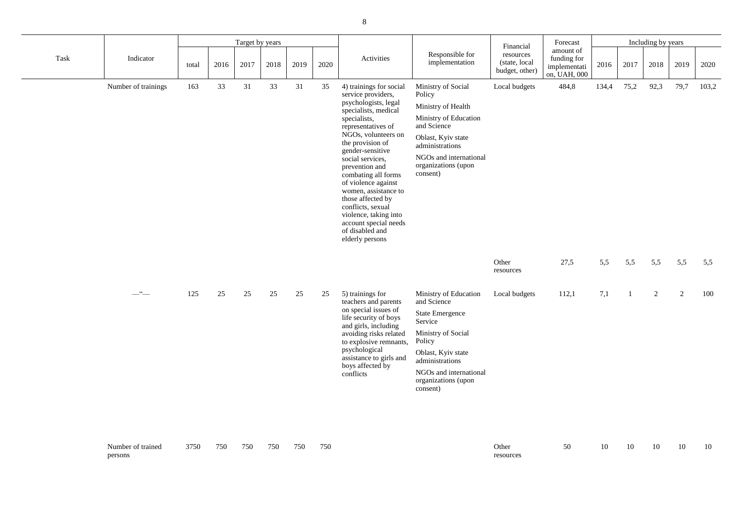| Task | Indicator | Target by years | | | | | | Activities | Responsible for implementation | Financial resources (state, local budget, other) | Forecast amount of funding for implementation, UAH, 000 | Including by years | | | | |
|---|---|---|---|---|---|---|---|---|---|---|---|---|---|---|---|---|
| | | total | 2016 | 2017 | 2018 | 2019 | 2020 | | | | | 2016 | 2017 | 2018 | 2019 | 2020 |
| | Number of trainings | 163 | 33 | 31 | 33 | 31 | 35 | 4) trainings for social service providers, psychologists, legal specialists, medical specialists, representatives of NGOs, volunteers on the provision of gender-sensitive social services, prevention and combating all forms of violence against women, assistance to those affected by conflicts, sexual violence, taking into account special needs of disabled and elderly persons | Ministry of Social Policy<br>Ministry of Health<br>Ministry of Education and Science<br>Oblast, Kyiv state administrations<br>NGOs and international organizations (upon consent) | Local budgets | 484,8 | 134,4 | 75,2 | 92,3 | 79,7 | 103,2 |
| | | | | | | | | | | Other resources | 27,5 | 5,5 | 5,5 | 5,5 | 5,5 | 5,5 |
| | —"— | 125 | 25 | 25 | 25 | 25 | 25 | 5) trainings for teachers and parents on special issues of life security of boys and girls, including avoiding risks related to explosive remnants, psychological assistance to girls and boys affected by conflicts | Ministry of Education and Science<br>State Emergence Service<br>Ministry of Social Policy<br>Oblast, Kyiv state administrations<br>NGOs and international organizations (upon consent) | Local budgets | 112,1 | 7,1 | 1 | 2 | 2 | 100 |
| | Number of trained persons | 3750 | 750 | 750 | 750 | 750 | 750 | | | Other resources | 50 | 10 | 10 | 10 | 10 | 10 |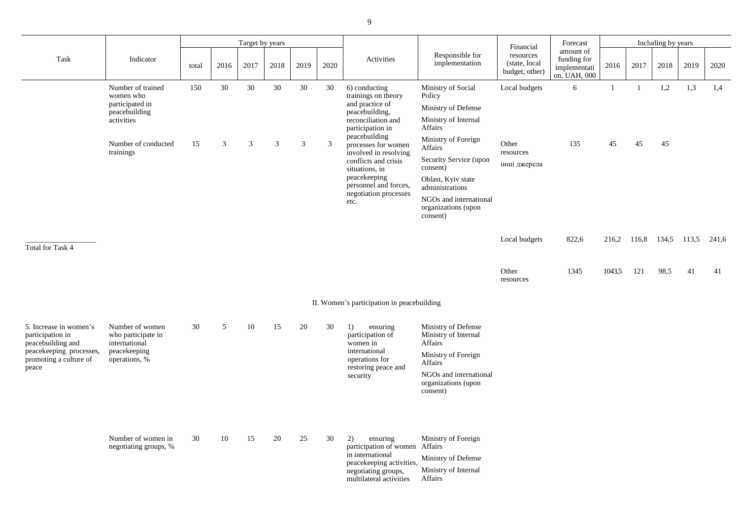| Task | Indicator | Target by years | | | | | | Activities | Responsible for implementation | Financial resources (state, local budget, other) | Forecast amount of funding for implementation, UAH, 000 | Including by years | | | | |
|---|---|---|---|---|---|---|---|---|---|---|---|---|---|---|---|---|
| | | total | 2016 | 2017 | 2018 | 2019 | 2020 | | | | | 2016 | 2017 | 2018 | 2019 | 2020 |
| | Number of trained women who participated in peacebuilding activities | 150 | 30 | 30 | 30 | 30 | 30 | 6) conducting trainings on theory and practice of peacebuilding, reconciliation and participation in peacebuilding processes for women involved in resolving conflicts and crisis situations, in peacekeeping personnel and forces, negotiation processes etc. | Ministry of Social Policy<br>Ministry of Defense<br>Ministry of Internal Affairs<br>Ministry of Foreign Affairs<br>Security Service (upon consent)<br>Oblast, Kyiv state administrations<br>NGOs and international organizations (upon consent) | Local budgets | 6 | 1 | 1 | 1,2 | 1,3 | 1,4 |
| | Number of conducted trainings | 15 | 3 | 3 | 3 | 3 | 3 | | | Other resources<br>інші джерела | 135 | 45 | 45 | 45 | | |
| Total for Task 4 | | | | | | | | | | Local budgets | 822,6 | 216,2 | 116,8 | 134,5 | 113,5 | 241,6 |
| | | | | | | | | | | Other resources | 1345 | 1043,5 | 121 | 98,5 | 41 | 41 |
| **II. Women's participation in peacebuilding** | | | | | | | | | | | | | | | | |
| 5. Increase in women's participation in peacebuilding and peacekeeping processes, promoting a culture of peace | Number of women who participate in international peacekeeping operations, % | 30 | 5 | 10 | 15 | 20 | 30 | 1) ensuring participation of women in international operations for restoring peace and security | Ministry of Defense<br>Ministry of Internal Affairs<br>Ministry of Foreign Affairs<br>NGOs and international organizations (upon consent) | | | | | | | |
| | Number of women in negotiating groups, % | 30 | 10 | 15 | 20 | 25 | 30 | 2) ensuring participation of women in international peacekeeping activities, negotiating groups, multilateral activities | Ministry of Foreign Affairs<br>Ministry of Defense<br>Ministry of Internal Affairs | | | | | | | |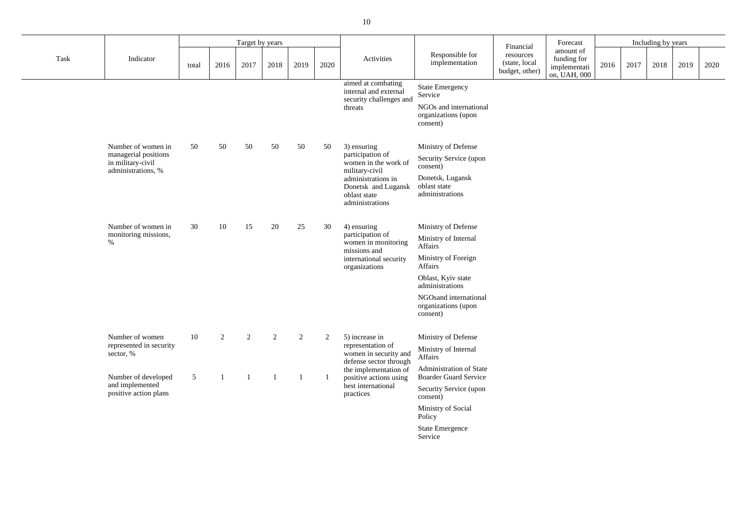| Task | Indicator | Target by years | | | | | | Activities | Responsible for implementation | Financial resources (state, local budget, other) | Forecast amount of funding for implementation, UAH, 000 | Including by years | | | | |
|---|---|---|---|---|---|---|---|---|---|---|---|---|---|---|---|---|
| | | total | 2016 | 2017 | 2018 | 2019 | 2020 | | | | | 2016 | 2017 | 2018 | 2019 | 2020 |
| | | | | | | | | aimed at combating internal and external security challenges and threats | State Emergency Service<br>NGOs and international organizations (upon consent) | | | | | | | |
| | Number of women in managerial positions in military-civil administrations, % | 50 | 50 | 50 | 50 | 50 | 50 | 3) ensuring participation of women in the work of military-civil administrations in Donetsk and Lugansk oblast state administrations | Ministry of Defense<br>Security Service (upon consent)<br>Donetsk, Lugansk oblast state administrations | | | | | | | |
| | Number of women in monitoring missions, % | 30 | 10 | 15 | 20 | 25 | 30 | 4) ensuring participation of women in monitoring missions and international security organizations | Ministry of Defense<br>Ministry of Internal Affairs<br>Ministry of Foreign Affairs<br>Oblast, Kyiv state administrations<br>NGOsand international organizations (upon consent) | | | | | | | |
| | Number of women represented in security sector, % | 10 | 2 | 2 | 2 | 2 | 2 | 5) increase in representation of women in security and defense sector through the implementation of positive actions using best international practices | Ministry of Defense<br>Ministry of Internal Affairs<br>Administration of State Boarder Guard Service<br>Security Service (upon consent)<br>Ministry of Social Policy<br>State Emergence Service | | | | | | | |
| | Number of developed and implemented positive action plans | 5 | 1 | 1 | 1 | 1 | 1 | | | | | | | | | |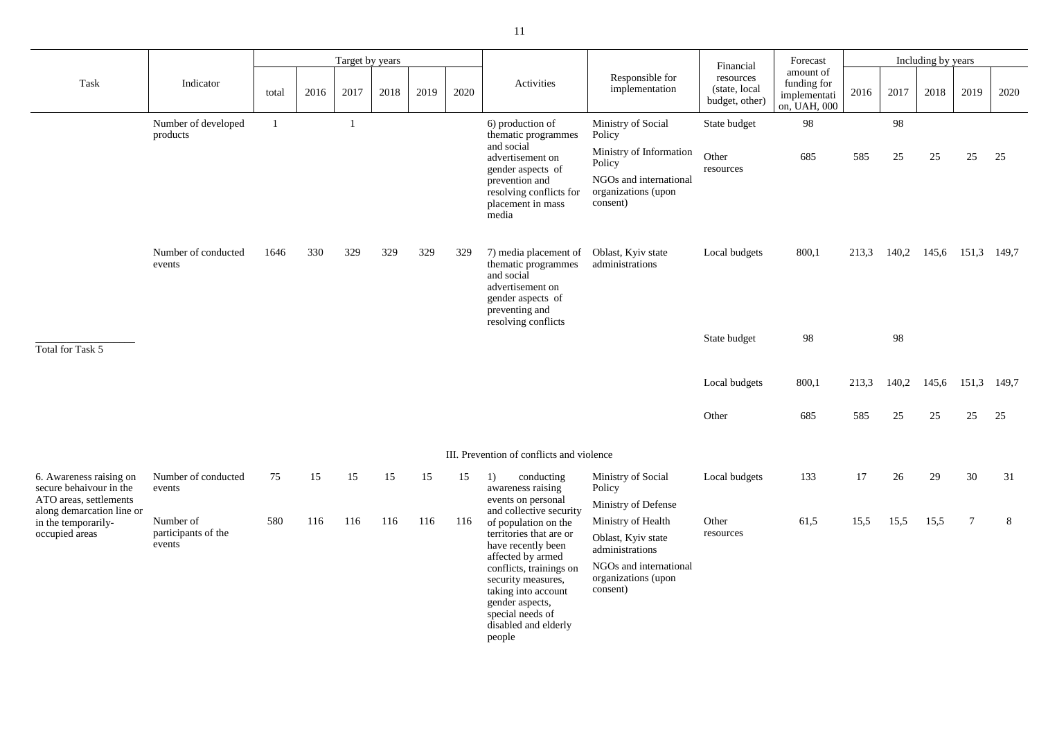| Task | Indicator | Target by years | | | | | | Activities | Responsible for implementation | Financial resources (state, local budget, other) | Forecast amount of funding for implementation, UAH, 000 | Including by years | | | | |
|---|---|---|---|---|---|---|---|---|---|---|---|---|---|---|---|---|
| | | total | 2016 | 2017 | 2018 | 2019 | 2020 | | | | | 2016 | 2017 | 2018 | 2019 | 2020 |
| | Number of developed products | 1 | | 1 | | | | 6) production of thematic programmes and social advertisement on gender aspects of prevention and resolving conflicts for placement in mass media | Ministry of Social Policy<br>Ministry of Information Policy<br>NGOs and international organizations (upon consent) | State budget | 98 | | 98 | | | |
| | | | | | | | | | | Other resources | 685 | 585 | 25 | 25 | 25 | 25 |
| | Number of conducted events | 1646 | 330 | 329 | 329 | 329 | 329 | 7) media placement of thematic programmes and social advertisement on gender aspects of preventing and resolving conflicts | Oblast, Kyiv state administrations | Local budgets | 800,1 | 213,3 | 140,2 | 145,6 | 151,3 | 149,7 |
| Total for Task 5 | | | | | | | | | | State budget | 98 | | 98 | | | |
| | | | | | | | | | | Local budgets | 800,1 | 213,3 | 140,2 | 145,6 | 151,3 | 149,7 |
| | | | | | | | | | | Other | 685 | 585 | 25 | 25 | 25 | 25 |
| | | | | | | | | III. Prevention of conflicts and violence | | | | | | | | |
| 6. Awareness raising on secure behaivour in the ATO areas, settlements along demarcation line or in the temporarily-occupied areas | Number of conducted events | 75 | 15 | 15 | 15 | 15 | 15 | 1) conducting awareness raising events on personal and collective security of population on the territories that are or have recently been affected by armed conflicts, trainings on security measures, taking into account gender aspects, special needs of disabled and elderly people | Ministry of Social Policy<br>Ministry of Defense<br>Ministry of Health<br>Oblast, Kyiv state administrations<br>NGOs and international organizations (upon consent) | Local budgets | 133 | 17 | 26 | 29 | 30 | 31 |
| | Number of participants of the events | 580 | 116 | 116 | 116 | 116 | 116 | | | Other resources | 61,5 | 15,5 | 15,5 | 15,5 | 7 | 8 |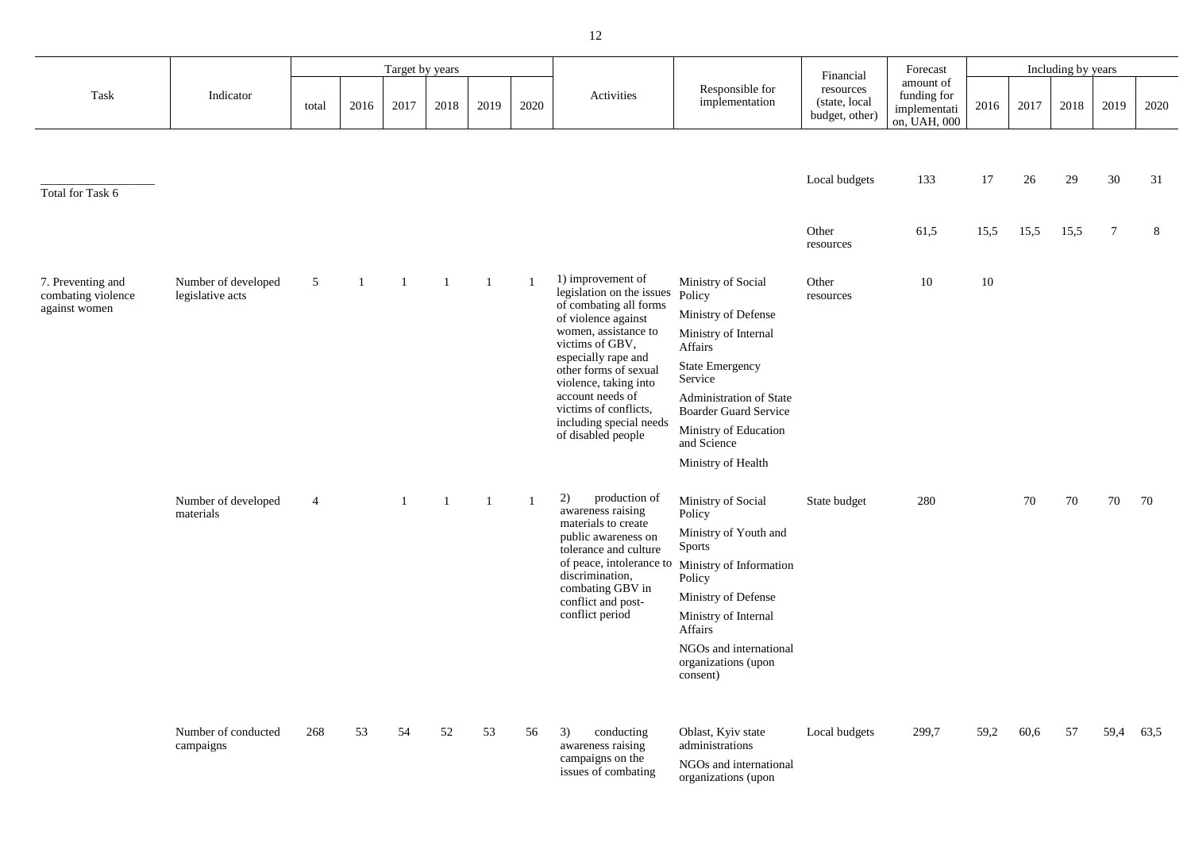| Task | Indicator | Target by years | | | | | | Activities | Responsible for implementation | Financial resources (state, local budget, other) | Forecast amount of funding for implementation, UAH, 000 | Including by years | | | | |
|---|---|---|---|---|---|---|---|---|---|---|---|---|---|---|---|---|
| | | total | 2016 | 2017 | 2018 | 2019 | 2020 | | | | | 2016 | 2017 | 2018 | 2019 | 2020 |
| Total for Task 6 | | | | | | | | | | Local budgets | 133 | 17 | 26 | 29 | 30 | 31 |
| | | | | | | | | | | Other resources | 61,5 | 15,5 | 15,5 | 15,5 | 7 | 8 |
| 7. Preventing and combating violence against women | Number of developed legislative acts | 5 | 1 | 1 | 1 | 1 | 1 | 1) improvement of legislation on the issues of combating all forms of violence against women, assistance to victims of GBV, especially rape and other forms of sexual violence, taking into account needs of victims of conflicts, including special needs of disabled people | Ministry of Social Policy<br>Ministry of Defense<br>Ministry of Internal Affairs<br>State Emergency Service<br>Administration of State Boarder Guard Service<br>Ministry of Education and Science<br>Ministry of Health | Other resources | 10 | 10 | | | | |
| | Number of developed materials | 4 | | 1 | 1 | 1 | 1 | 2) production of awareness raising materials to create public awareness on tolerance and culture of peace, intolerance to discrimination, combating GBV in conflict and post-conflict period | Ministry of Social Policy<br>Ministry of Youth and Sports<br>Ministry of Information Policy<br>Ministry of Defense<br>Ministry of Internal Affairs<br>NGOs and international organizations (upon consent) | State budget | 280 | | 70 | 70 | 70 | 70 |
| | Number of conducted campaigns | 268 | 53 | 54 | 52 | 53 | 56 | 3) conducting awareness raising campaigns on the issues of combating | Oblast, Kyiv state administrations<br>NGOs and international organizations (upon | Local budgets | 299,7 | 59,2 | 60,6 | 57 | 59,4 | 63,5 |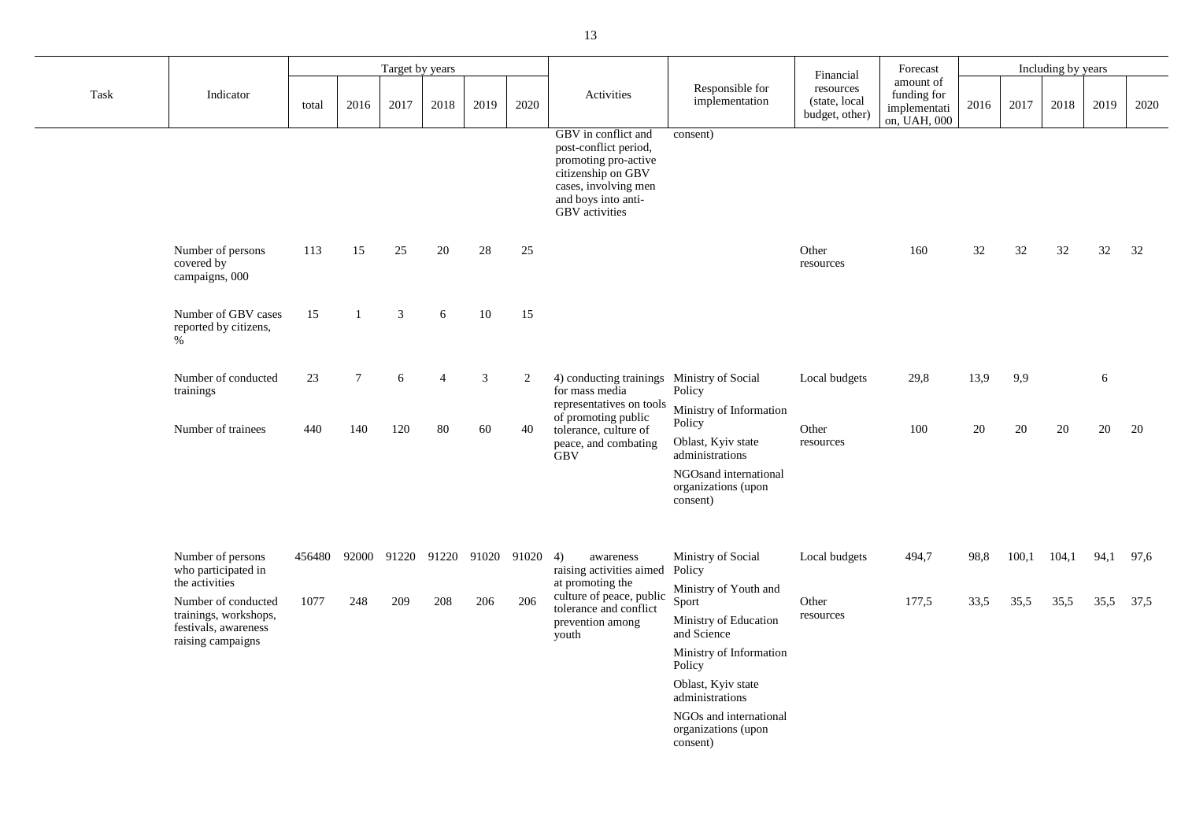| Task | Indicator | Target by years | | | | | | Activities | Responsible for implementation | Financial resources (state, local budget, other) | Forecast amount of funding for implementation, UAH, 000 | Including by years | | | | |
|---|---|---|---|---|---|---|---|---|---|---|---|---|---|---|---|---|
| | | total | 2016 | 2017 | 2018 | 2019 | 2020 | | | | | 2016 | 2017 | 2018 | 2019 | 2020 |
| | | | | | | | | GBV in conflict and post-conflict period, promoting pro-active citizenship on GBV cases, involving men and boys into anti-GBV activities | consent) | | | | | | | |
| | Number of persons covered by campaigns, 000 | 113 | 15 | 25 | 20 | 28 | 25 | | | Other resources | 160 | 32 | 32 | 32 | 32 | 32 |
| | Number of GBV cases reported by citizens, % | 15 | 1 | 3 | 6 | 10 | 15 | | | | | | | | | |
| | Number of conducted trainings | 23 | 7 | 6 | 4 | 3 | 2 | 4) conducting trainings for mass media representatives on tools of promoting public tolerance, culture of peace, and combating GBV | Ministry of Social Policy<br>Ministry of Information Policy<br>Oblast, Kyiv state administrations<br>NGOsand international organizations (upon consent) | Local budgets | 29,8 | 13,9 | 9,9 | | 6 | |
| | Number of trainees | 440 | 140 | 120 | 80 | 60 | 40 | | | Other resources | 100 | 20 | 20 | 20 | 20 | 20 |
| | Number of persons who participated in the activities | 456480 | 92000 | 91220 | 91220 | 91020 | 91020 | 4) awareness raising activities aimed at promoting the culture of peace, public tolerance and conflict prevention among youth | Ministry of Social Policy<br>Ministry of Youth and Sport<br>Ministry of Education and Science<br>Ministry of Information Policy<br>Oblast, Kyiv state administrations<br>NGOs and international organizations (upon consent) | Local budgets | 494,7 | 98,8 | 100,1 | 104,1 | 94,1 | 97,6 |
| | Number of conducted trainings, workshops, festivals, awareness raising campaigns | 1077 | 248 | 209 | 208 | 206 | 206 | | | Other resources | 177,5 | 33,5 | 35,5 | 35,5 | 35,5 | 37,5 |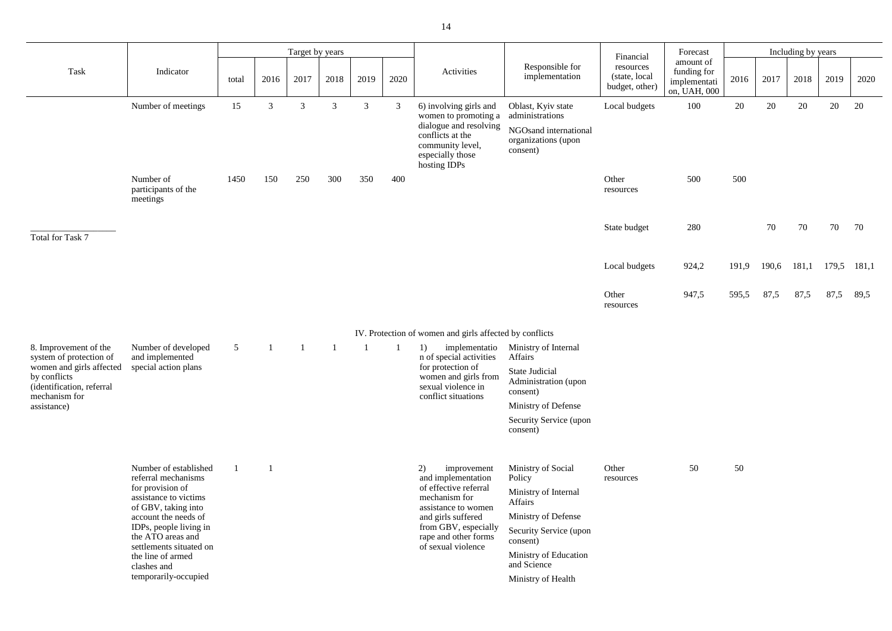| Task | Indicator | Target by years | | | | | | Activities | Responsible for implementation | Financial resources (state, local budget, other) | Forecast amount of funding for implementation, UAH, 000 | Including by years | | | | |
|---|---|---|---|---|---|---|---|---|---|---|---|---|---|---|---|---|
| | | total | 2016 | 2017 | 2018 | 2019 | 2020 | | | | | 2016 | 2017 | 2018 | 2019 | 2020 |
| | Number of meetings | 15 | 3 | 3 | 3 | 3 | 3 | 6) involving girls and women to promoting a dialogue and resolving conflicts at the community level, especially those hosting IDPs | Oblast, Kyiv state administrations<br>NGOsand international organizations (upon consent) | Local budgets | 100 | 20 | 20 | 20 | 20 | 20 |
| | Number of participants of the meetings | 1450 | 150 | 250 | 300 | 350 | 400 | | | Other resources | 500 | 500 | | | | |
| Total for Task 7 | | | | | | | | | | State budget | 280 | | 70 | 70 | 70 | 70 |
| | | | | | | | | | | Local budgets | 924,2 | 191,9 | 190,6 | 181,1 | 179,5 | 181,1 |
| | | | | | | | | | | Other resources | 947,5 | 595,5 | 87,5 | 87,5 | 87,5 | 89,5 |
| **IV. Protection of women and girls affected by conflicts** | | | | | | | | | | | | | | | | |
| 8. Improvement of the system of protection of women and girls affected by conflicts (identification, referral mechanism for assistance) | Number of developed and implemented special action plans | 5 | 1 | 1 | 1 | 1 | 1 | 1) implementation of special activities for protection of women and girls from sexual violence in conflict situations | Ministry of Internal Affairs<br>State Judicial Administration (upon consent)<br>Ministry of Defense<br>Security Service (upon consent) | | | | | | | |
| | Number of established referral mechanisms for provision of assistance to victims of GBV, taking into account the needs of IDPs, people living in the ATO areas and settlements situated on the line of armed clashes and temporarily-occupied | 1 | 1 | | | | | 2) improvement and implementation of effective referral mechanism for assistance to women and girls suffered from GBV, especially rape and other forms of sexual violence | Ministry of Social Policy<br>Ministry of Internal Affairs<br>Ministry of Defense<br>Security Service (upon consent)<br>Ministry of Education and Science<br>Ministry of Health | Other resources | 50 | 50 | | | | |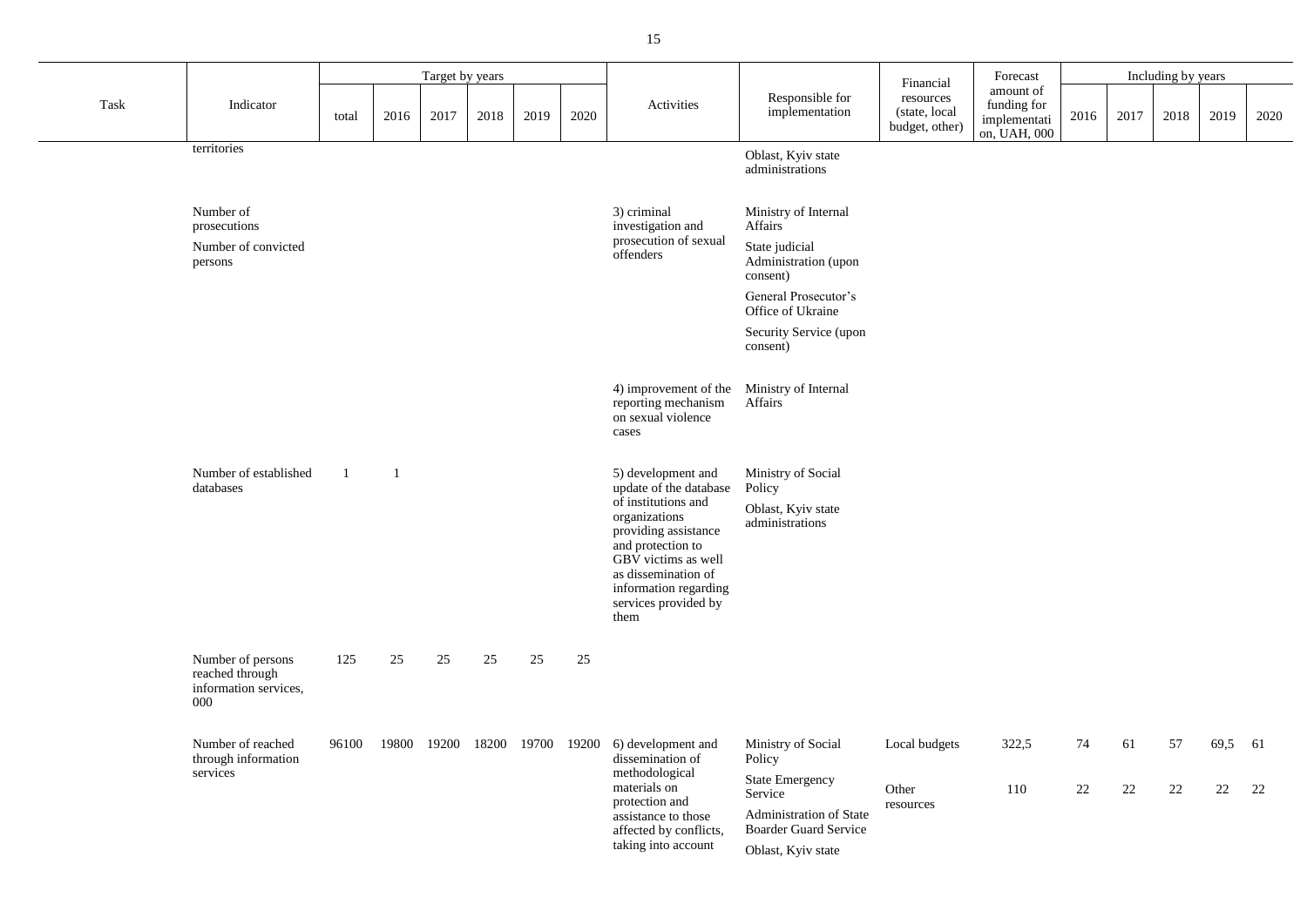| Task | Indicator | Target by years | | | | | | Activities | Responsible for implementation | Financial resources (state, local budget, other) | Forecast amount of funding for implementation, UAH, 000 | Including by years | | | | |
|---|---|---|---|---|---|---|---|---|---|---|---|---|---|---|---|---|
| | | total | 2016 | 2017 | 2018 | 2019 | 2020 | | | | | 2016 | 2017 | 2018 | 2019 | 2020 |
| | territories | | | | | | | | Oblast, Kyiv state administrations | | | | | | | |
| | Number of prosecutions<br>Number of convicted persons | | | | | | | 3) criminal investigation and prosecution of sexual offenders | Ministry of Internal Affairs<br>State judicial Administration (upon consent)<br>General Prosecutor's Office of Ukraine<br>Security Service (upon consent) | | | | | | | |
| | | | | | | | | 4) improvement of the reporting mechanism on sexual violence cases | Ministry of Internal Affairs | | | | | | | |
| | Number of established databases | 1 | 1 | | | | | 5) development and update of the database of institutions and organizations providing assistance and protection to GBV victims as well as dissemination of information regarding services provided by them | Ministry of Social Policy<br>Oblast, Kyiv state administrations | | | | | | | |
| | Number of persons reached through information services, 000 | 125 | 25 | 25 | 25 | 25 | 25 | | | | | | | | | |
| | Number of reached through information services | 96100 | 19800 | 19200 | 18200 | 19700 | 19200 | 6) development and dissemination of methodological materials on protection and assistance to those affected by conflicts, taking into account | Ministry of Social Policy<br>State Emergency Service<br>Administration of State Boarder Guard Service<br>Oblast, Kyiv state | Local budgets | 322,5 | 74 | 61 | 57 | 69,5 | 61 |
| | | | | | | | | | | Other resources | 110 | 22 | 22 | 22 | 22 | 22 |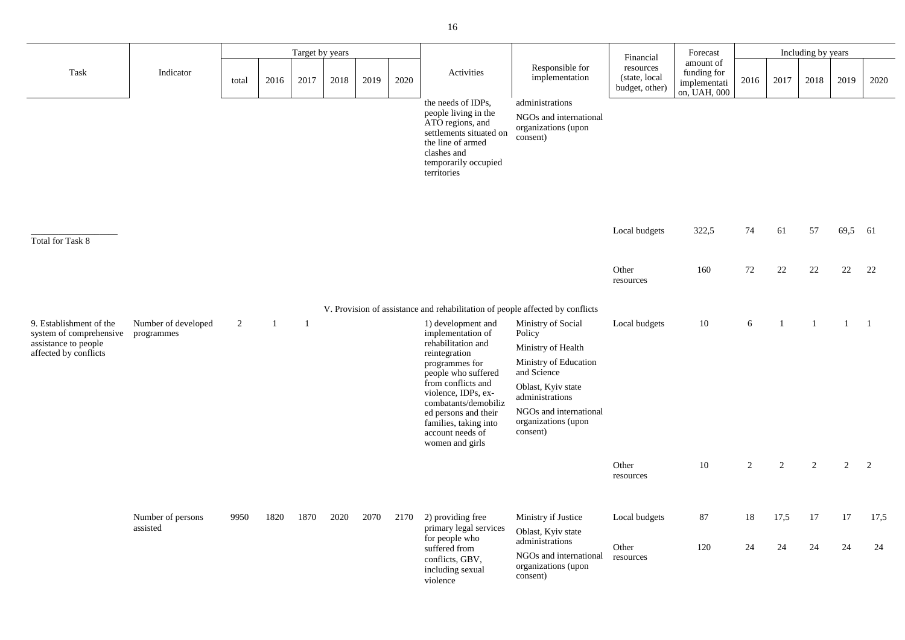| Task | Indicator | Target by years | | | | | | Activities | Responsible for implementation | Financial resources (state, local budget, other) | Forecast amount of funding for implementation, UAH, 000 | Including by years | | | | |
|---|---|---|---|---|---|---|---|---|---|---|---|---|---|---|---|---|
| | | total | 2016 | 2017 | 2018 | 2019 | 2020 | | | | | 2016 | 2017 | 2018 | 2019 | 2020 |
| | | | | | | | | the needs of IDPs, people living in the ATO regions, and settlements situated on the line of armed clashes and temporarily occupied territories | administrations<br>NGOs and international organizations (upon consent) | | | | | | | |
| Total for Task 8 | | | | | | | | | | Local budgets | 322,5 | 74 | 61 | 57 | 69,5 | 61 |
| | | | | | | | | | | Other resources | 160 | 72 | 22 | 22 | 22 | 22 |
| **V. Provision of assistance and rehabilitation of people affected by conflicts** | | | | | | | | | | | | | | | | |
| 9. Establishment of the system of comprehensive assistance to people affected by conflicts | Number of developed programmes | 2 | 1 | 1 | | | | 1) development and implementation of rehabilitation and reintegration programmes for people who suffered from conflicts and violence, IDPs, ex-combatants/demobilized persons and their families, taking into account needs of women and girls | Ministry of Social Policy<br>Ministry of Health<br>Ministry of Education and Science<br>Oblast, Kyiv state administrations<br>NGOs and international organizations (upon consent) | Local budgets | 10 | 6 | 1 | 1 | 1 | 1 |
| | | | | | | | | | | Other resources | 10 | 2 | 2 | 2 | 2 | 2 |
| | Number of persons assisted | 9950 | 1820 | 1870 | 2020 | 2070 | 2170 | 2) providing free primary legal services for people who suffered from conflicts, GBV, including sexual violence | Ministry if Justice<br>Oblast, Kyiv state administrations<br>NGOs and international organizations (upon consent) | Local budgets | 87 | 18 | 17,5 | 17 | 17 | 17,5 |
| | | | | | | | | | | Other resources | 120 | 24 | 24 | 24 | 24 | 24 |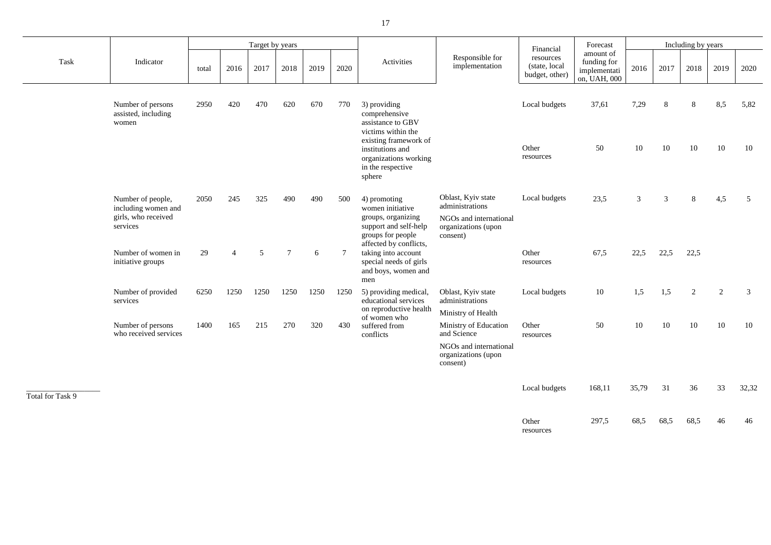| Task | Indicator | Target by years | | | | | | Activities | Responsible for implementation | Financial resources (state, local budget, other) | Forecast amount of funding for implementation, UAH, 000 | Including by years | | | | |
|---|---|---|---|---|---|---|---|---|---|---|---|---|---|---|---|---|
| | | total | 2016 | 2017 | 2018 | 2019 | 2020 | | | | | 2016 | 2017 | 2018 | 2019 | 2020 |
| | Number of persons assisted, including women | 2950 | 420 | 470 | 620 | 670 | 770 | 3) providing comprehensive assistance to GBV victims within the existing framework of institutions and organizations working in the respective sphere | | Local budgets | 37,61 | 7,29 | 8 | 8 | 8,5 | 5,82 |
| | | | | | | | | | | Other resources | 50 | 10 | 10 | 10 | 10 | 10 |
| | Number of people, including women and girls, who received services | 2050 | 245 | 325 | 490 | 490 | 500 | 4) promoting women initiative groups, organizing support and self-help groups for people affected by conflicts, taking into account special needs of girls and boys, women and men | Oblast, Kyiv state administrations<br>NGOs and international organizations (upon consent) | Local budgets | 23,5 | 3 | 3 | 8 | 4,5 | 5 |
| | Number of women in initiative groups | 29 | 4 | 5 | 7 | 6 | 7 | | | Other resources | 67,5 | 22,5 | 22,5 | 22,5 | | |
| | Number of provided services | 6250 | 1250 | 1250 | 1250 | 1250 | 1250 | 5) providing medical, educational services on reproductive health of women who suffered from conflicts | Oblast, Kyiv state administrations<br>Ministry of Health<br>Ministry of Education and Science<br>NGOs and international organizations (upon consent) | Local budgets | 10 | 1,5 | 1,5 | 2 | 2 | 3 |
| | Number of persons who received services | 1400 | 165 | 215 | 270 | 320 | 430 | | | Other resources | 50 | 10 | 10 | 10 | 10 | 10 |
| Total for Task 9 | | | | | | | | | | Local budgets | 168,11 | 35,79 | 31 | 36 | 33 | 32,32 |
| | | | | | | | | | | Other resources | 297,5 | 68,5 | 68,5 | 68,5 | 46 | 46 |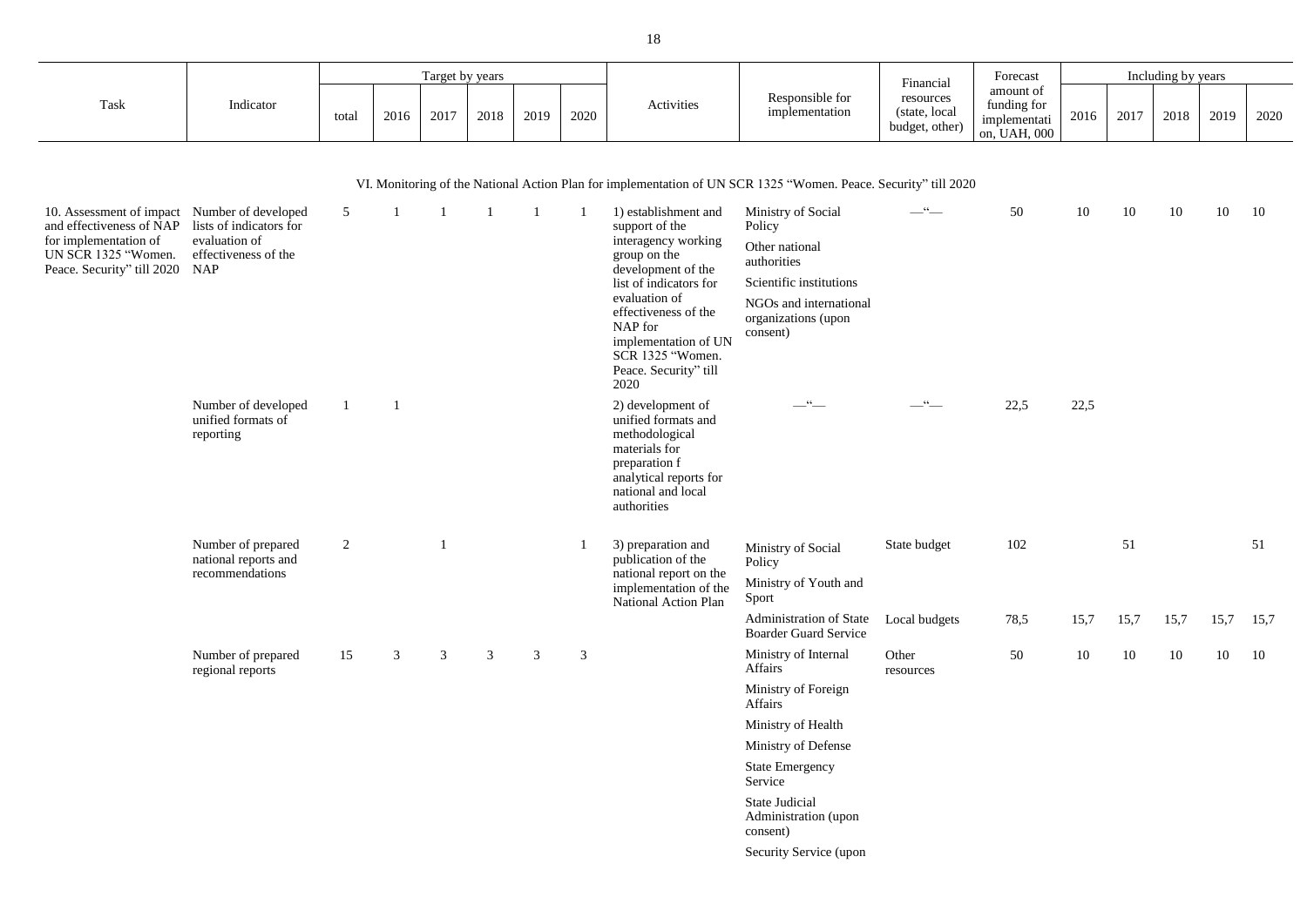| Task | Indicator | Target by years | | | | | | Activities | Responsible for implementation | Financial resources (state, local budget, other) | Forecast amount of funding for implementation, UAH, 000 | Including by years | | | | |
|---|---|---|---|---|---|---|---|---|---|---|---|---|---|---|---|---|
| | | total | 2016 | 2017 | 2018 | 2019 | 2020 | | | | | 2016 | 2017 | 2018 | 2019 | 2020 |
| VI. Monitoring of the National Action Plan for implementation of UN SCR 1325 "Women. Peace. Security" till 2020 | | | | | | | | | | | | | | | | |
| 10. Assessment of impact and effectiveness of NAP for implementation of UN SCR 1325 "Women. Peace. Security" till 2020 | Number of developed lists of indicators for evaluation of effectiveness of the NAP | 5 | 1 | 1 | 1 | 1 | 1 | 1) establishment and support of the interagency working group on the development of the list of indicators for evaluation of effectiveness of the NAP for implementation of UN SCR 1325 "Women. Peace. Security" till 2020 | Ministry of Social Policy<br>Other national authorities<br>Scientific institutions<br>NGOs and international organizations (upon consent) | —"— | 50 | 10 | 10 | 10 | 10 | 10 |
| | Number of developed unified formats of reporting | 1 | 1 | | | | | 2) development of unified formats and methodological materials for preparation f analytical reports for national and local authorities | —"— | —"— | 22,5 | 22,5 | | | | |
| | Number of prepared national reports and recommendations | 2 | | 1 | | | 1 | 3) preparation and publication of the national report on the implementation of the National Action Plan | Ministry of Social Policy<br>Ministry of Youth and Sport | State budget | 102 | | 51 | | | 51 |
| | | | | | | | | | Administration of State Boarder Guard Service | Local budgets | 78,5 | 15,7 | 15,7 | 15,7 | 15,7 | 15,7 |
| | Number of prepared regional reports | 15 | 3 | 3 | 3 | 3 | 3 | | Ministry of Internal Affairs<br>Ministry of Foreign Affairs<br>Ministry of Health<br>Ministry of Defense<br>State Emergency Service<br>State Judicial Administration (upon consent)<br>Security Service (upon | Other resources | 50 | 10 | 10 | 10 | 10 | 10 |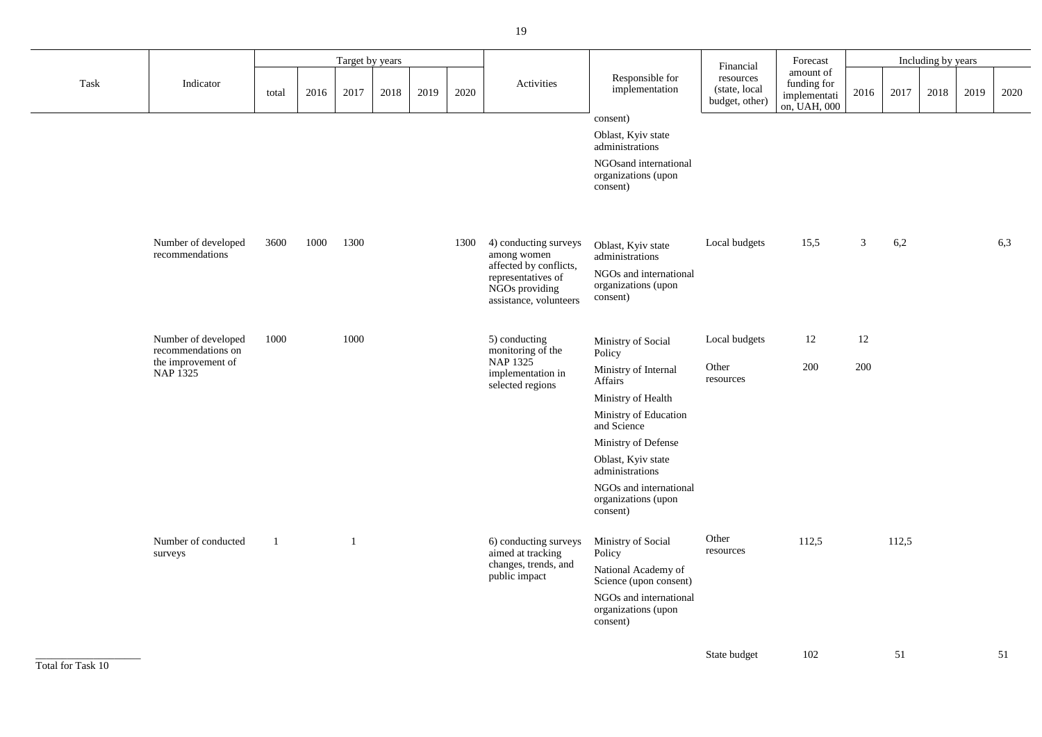| Task | Indicator | Target by years | | | | | | Activities | Responsible for implementation | Financial resources (state, local budget, other) | Forecast amount of funding for implementation, UAH, 000 | Including by years | | | | |
|---|---|---|---|---|---|---|---|---|---|---|---|---|---|---|---|---|
| | | total | 2016 | 2017 | 2018 | 2019 | 2020 | | | | | 2016 | 2017 | 2018 | 2019 | 2020 |
| | | | | | | | | | consent)<br>Oblast, Kyiv state administrations<br>NGOsand international organizations (upon consent) | | | | | | | |
| | Number of developed recommendations | 3600 | 1000 | 1300 | | | 1300 | 4) conducting surveys among women affected by conflicts, representatives of NGOs providing assistance, volunteers | Oblast, Kyiv state administrations<br>NGOs and international organizations (upon consent) | Local budgets | 15,5 | 3 | 6,2 | | | 6,3 |
| | Number of developed recommendations on the improvement of NAP 1325 | 1000 | | 1000 | | | | 5) conducting monitoring of the NAP 1325 implementation in selected regions | Ministry of Social Policy<br>Ministry of Internal Affairs<br>Ministry of Health<br>Ministry of Education and Science<br>Ministry of Defense<br>Oblast, Kyiv state administrations<br>NGOs and international organizations (upon consent) | Local budgets<br>Other resources | 12<br>200 | 12<br>200 | | | | |
| | Number of conducted surveys | 1 | | 1 | | | | 6) conducting surveys aimed at tracking changes, trends, and public impact | Ministry of Social Policy<br>National Academy of Science (upon consent)<br>NGOs and international organizations (upon consent) | Other resources | 112,5 | | 112,5 | | | |
| Total for Task 10 | | | | | | | | | | State budget | 102 | | 51 | | | 51 |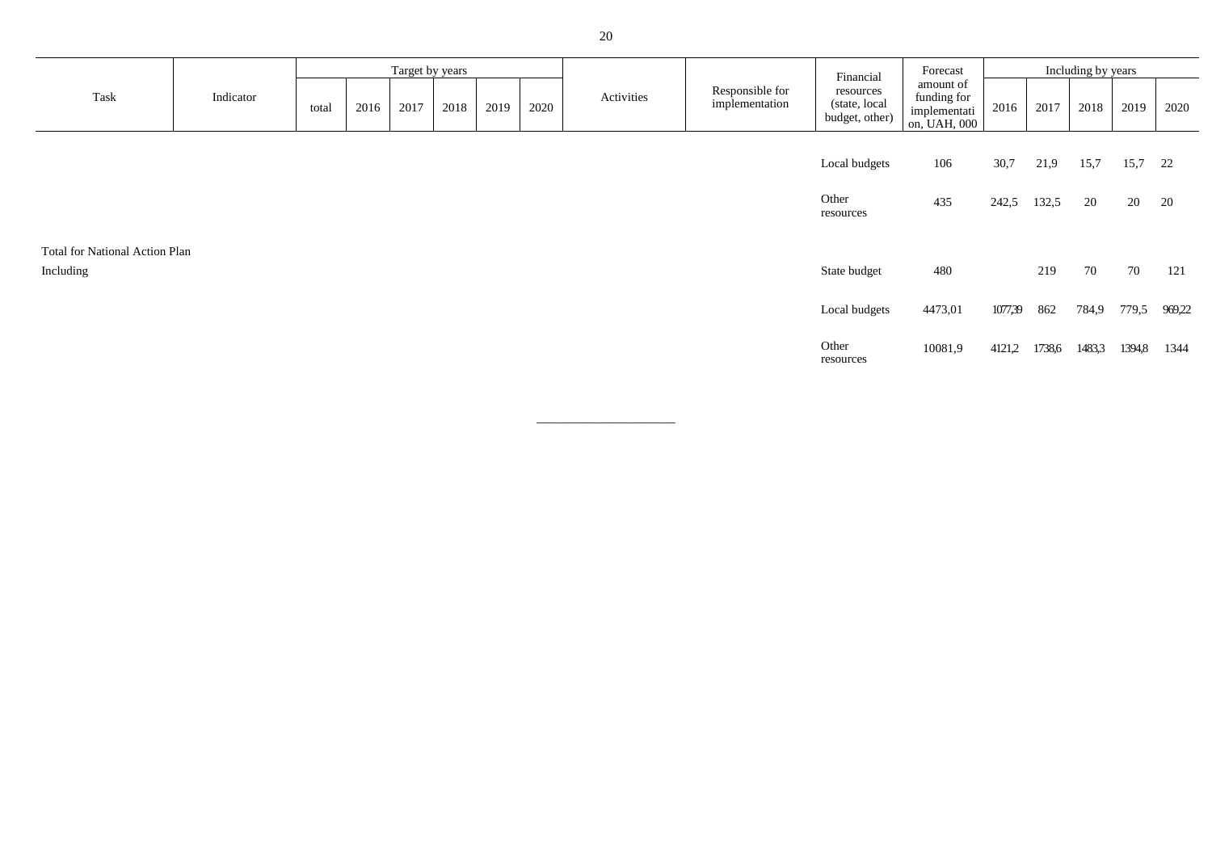| Task | Indicator | Target by years | | | | | | Activities | Responsible for implementation | Financial resources (state, local budget, other) | Forecast amount of funding for implementation, UAH, 000 | Including by years | | | | |
|---|---|---|---|---|---|---|---|---|---|---|---|---|---|---|---|---|
| | | total | 2016 | 2017 | 2018 | 2019 | 2020 | | | | | 2016 | 2017 | 2018 | 2019 | 2020 |
| | | | | | | | | | | Local budgets | 106 | 30,7 | 21,9 | 15,7 | 15,7 | 22 |
| | | | | | | | | | | Other resources | 435 | 242,5 | 132,5 | 20 | 20 | 20 |
| Total for National Action Plan | | | | | | | | | | | | | | | | |
| Including | | | | | | | | | | State budget | 480 | | 219 | 70 | 70 | 121 |
| | | | | | | | | | | Local budgets | 4473,01 | 1077,39 | 862 | 784,9 | 779,5 | 969,22 |
| | | | | | | | | | | Other resources | 10081,9 | 4121,2 | 1738,6 | 1483,3 | 1394,8 | 1344 |

______________________